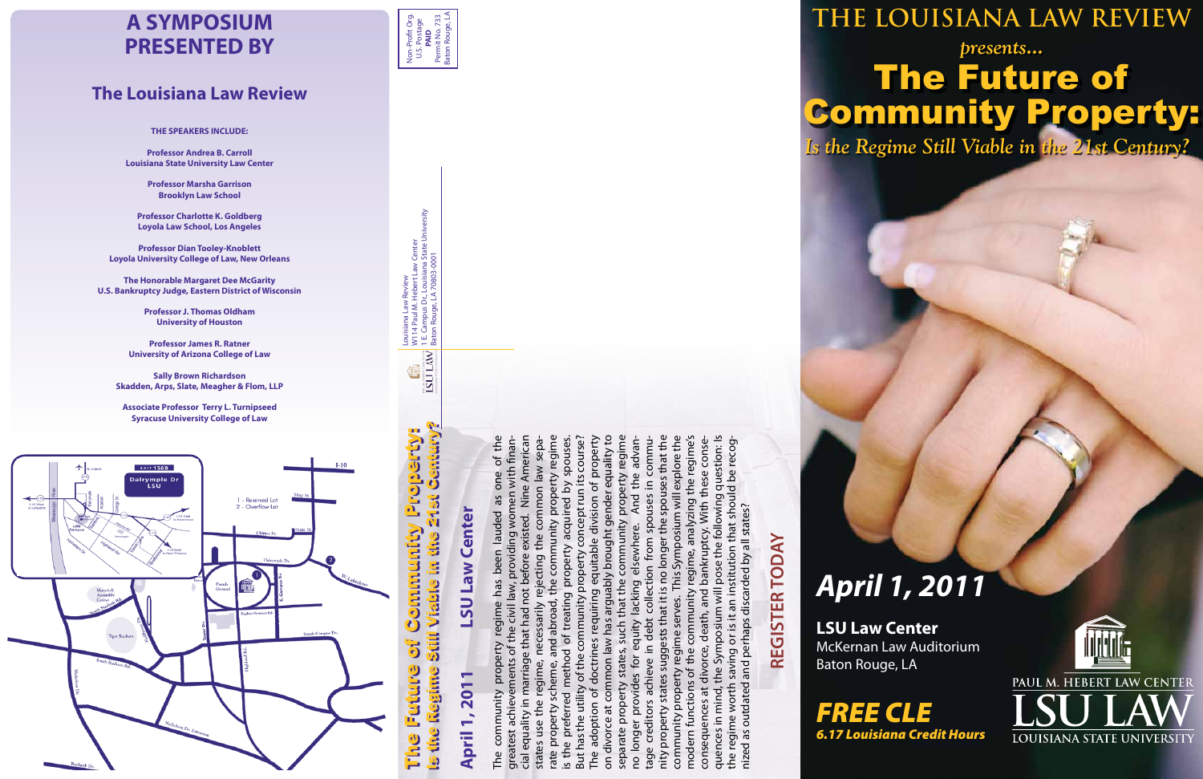# A SYMPOSIUM PRESENTED BY

## The Louisiana Law Review

**THE SPEAKERS INCLUDE:**

**Professor Andrea B. Carroll**
**Louisiana State University Law Center**

**Professor Marsha Garrison**
**Brooklyn Law School**

**Professor Charlotte K. Goldberg**
**Loyola Law School, Los Angeles**

**Professor Dian Tooley-Knoblett**
**Loyola University College of Law, New Orleans**

**The Honorable Margaret Dee McGarity**
**U.S. Bankruptcy Judge, Eastern District of Wisconsin**

**Professor J. Thomas Oldham**
**University of Houston**

**Professor James R. Ratner**
**University of Arizona College of Law**

**Sally Brown Richardson**
**Skadden, Arps, Slate, Meagher & Flom, LLP**

**Associate Professor Terry L. Turnipseed**
**Syracuse University College of Law**

EXIT 156B — Dalrymple Dr LSU

1 - Reserved Lot
2 - Overflow Lot

Non-Profit Org.
U.S. Postage
PAID
Permit No. 733
Baton Rouge, LA

LSU LAW
Louisiana Law Review
W114 Paul M. Hebert Law Center
1 E. Campus Dr., Louisiana State University
Baton Rouge, LA 70803-0001

## The Future of Community Property: Is the Regime Still Viable in the 21st Century?

**April 1, 2011 — LSU Law Center**

The community property regime has been lauded as one of the greatest achievements of the civil law, providing women with financial equality in marriage that had not before existed. Nine American states use the regime, necessarily rejecting the common law separate property scheme, and abroad, the community property regime is the preferred method of treating property acquired by spouses. But has the utility of the community property concept run its course? The adoption of doctrines requiring equitable division of property on divorce at common law has arguably brought gender equality to separate property states, such that the community property regime no longer provides for equity lacking elsewhere. And the advantage creditors achieve in debt collection from spouses in community property states suggests that it is no longer the spouses that the community property regime serves. This Symposium will explore the modern functions of the community regime, analyzing the regime's consequences at divorce, death, and bankruptcy. With these consequences in mind, the Symposium will pose the following question: Is the regime worth saving or is it an institution that should be recognized as outdated and perhaps discarded by all states?

**REGISTER TODAY**

# THE LOUISIANA LAW REVIEW

*presents...*

# The Future of Community Property:

*Is the Regime Still Viable in the 21st Century?*

## *April 1, 2011*

**LSU Law Center**
McKernan Law Auditorium
Baton Rouge, LA

***FREE CLE***
***6.17 Louisiana Credit Hours***

PAUL M. HEBERT LAW CENTER
LSU LAW
LOUISIANA STATE UNIVERSITY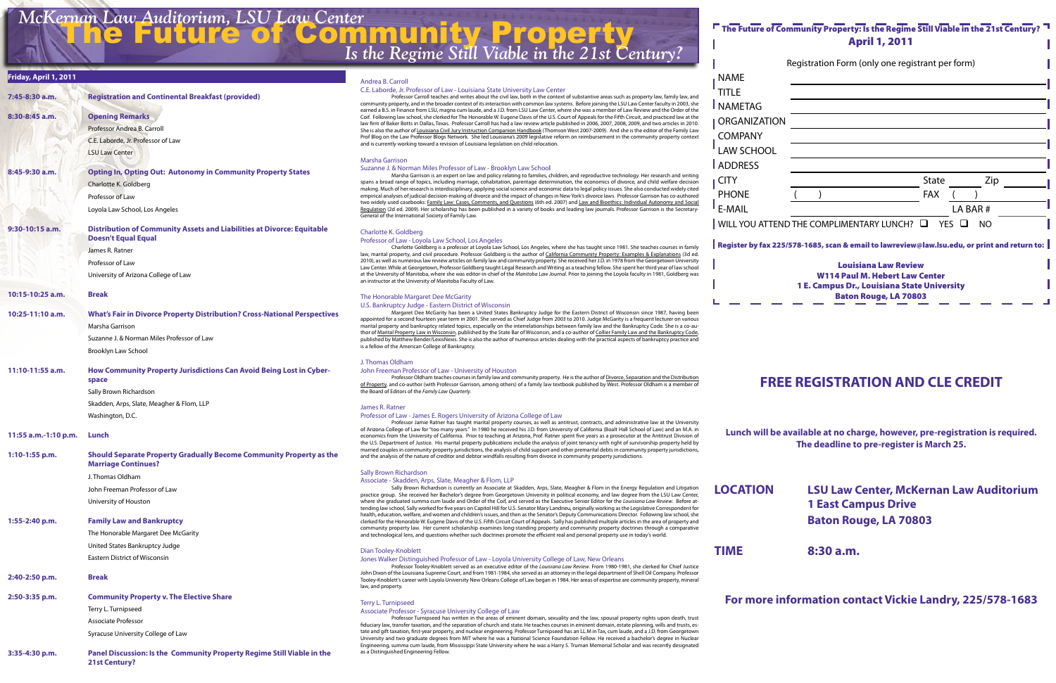# McKernan Law Auditorium, LSU Law Center

# The Future of Community Property

## *Is the Regime Still Viable in the 21st Century?*

**Friday, April 1, 2011**

| | |
|---|---|
| 7:45-8:30 a.m. | **Registration and Continental Breakfast (provided)** |
| 8:30-8:45 a.m. | **Opening Remarks**<br>Professor Andrea B. Carroll<br>C.E. Laborde, Jr. Professor of Law<br>LSU Law Center |
| 8:45-9:30 a.m. | **Opting In, Opting Out: Autonomy in Community Property States**<br>Charlotte K. Goldberg<br>Professor of Law<br>Loyola Law School, Los Angeles |
| 9:30-10:15 a.m. | **Distribution of Community Assets and Liabilities at Divorce: Equitable Doesn't Equal Equal**<br>James R. Ratner<br>Professor of Law<br>University of Arizona College of Law |
| 10:15-10:25 a.m. | **Break** |
| 10:25-11:10 a.m. | **What's Fair in Divorce Property Distribution? Cross-National Perspectives**<br>Marsha Garrison<br>Suzanne J. & Norman Miles Professor of Law<br>Brooklyn Law School |
| 11:10-11:55 a.m. | **How Community Property Jurisdictions Can Avoid Being Lost in Cyber-space**<br>Sally Brown Richardson<br>Skadden, Arps, Slate, Meagher & Flom, LLP<br>Washington, D.C. |
| 11:55 a.m.-1:10 p.m. | **Lunch** |
| 1:10-1:55 p.m. | **Should Separate Property Gradually Become Community Property as the Marriage Continues?**<br>J. Thomas Oldham<br>John Freeman Professor of Law<br>University of Houston |
| 1:55-2:40 p.m. | **Family Law and Bankruptcy**<br>The Honorable Margaret Dee McGarity<br>United States Bankruptcy Judge<br>Eastern District of Wisconsin |
| 2:40-2:50 p.m. | **Break** |
| 2:50-3:35 p.m. | **Community Property v. The Elective Share**<br>Terry L. Turnipseed<br>Associate Professor<br>Syracuse University College of Law |
| 3:35-4:30 p.m. | **Panel Discussion: Is the Community Property Regime Still Viable in the 21st Century?** |

### Andrea B. Carroll
C.E. Laborde, Jr. Professor of Law - Louisiana State University Law Center

Professor Carroll teaches and writes about the civil law, both in the context of substantive areas such as property law, family law, and community property, and in the broader context of its interaction with common law systems. Before joining the LSU Law Center faculty in 2003, she earned a B.S. in Finance from LSU, magna cum laude, and a J.D. from LSU Law Center, where she was a member of Law Review and the Order of the Coif. Following law school, she clerked for The Honorable W. Eugene Davis of the U.S. Court of Appeals for the Fifth Circuit, and practiced law at the law firm of Baker Botts in Dallas, Texas. Professor Carroll has had a law review article published in 2006, 2007, 2008, 2009, and two articles in 2010. She is also the author of Louisiana Civil Jury Instruction Companion Handbook (Thomson West 2007-2009). And she is the editor of the Family Law Prof Blog on the Law Professor Blogs Network. She led Louisiana's 2009 legislative reform on reimbursement in the community property context and is currently working toward a revision of Louisiana legislation on child relocation.

### Marsha Garrison
Suzanne J. & Norman Miles Professor of Law - Brooklyn Law School

Marsha Garrison is an expert on law and policy relating to families, children, and reproductive technology. Her research and writing spans a broad range of topics, including marriage, cohabitation, parentage determination, the economics of divorce, and child welfare decision making. Much of her research is interdisciplinary, applying social science and economic data to legal policy issues. She also conducted widely cited empirical analyses of judicial decision-making of divorce and the impact of changes in New York's divorce laws. Professor Garrison has co-authored two widely used casebooks: Family Law: Cases, Comments, and Questions (6th ed. 2007) and Law and Bioethics: Individual Autonomy and Social Regulation (2d ed. 2009). Her scholarship has been published in a variety of books and leading law journals. Professor Garrison is the Secretary-General of the International Society of Family Law.

### Charlotte K. Goldberg
Professor of Law - Loyola Law School, Los Angeles

Charlotte Goldberg is a professor at Loyola Law School, Los Angeles, where she has taught since 1981. She teaches courses in family law, marital property, and civil procedure. Professor Goldberg is the author of California Community Property: Examples & Explanations (3d ed. 2010), as well as numerous law review articles on family law and community property. She received her J.D. in 1978 from the Georgetown University Law Center. While at Georgetown, Professor Goldberg taught Legal Research and Writing as a teaching fellow. She spent her third year of law school at the University of Manitoba, where she was editor-in-chief of the *Manitoba Law Journal*. Prior to joining the Loyola faculty in 1981, Goldberg was an instructor at the University of Manitoba Faculty of Law.

### The Honorable Margaret Dee McGarity
U.S. Bankruptcy Judge - Eastern District of Wisconsin

Margaret Dee McGarity has been a United States Bankruptcy Judge for the Eastern District of Wisconsin since 1987, having been appointed for a second fourteen year term in 2001. She served as Chief Judge from 2003 to 2010. Judge McGarity is a frequent lecturer on various marital property and bankruptcy related topics, especially on the interrelationships between family law and the Bankruptcy Code. She is a co-author of Marital Property Law in Wisconsin, published by the State Bar of Wisconsin, and a co-author of Collier Family Law and the Bankruptcy Code, published by Matthew Bender/LexisNexis. She is also the author of numerous articles dealing with the practical aspects of bankruptcy practice and is a fellow of the American College of Bankruptcy.

### J. Thomas Oldham
John Freeman Professor of Law - University of Houston

Professor Oldham teaches courses in family law and community property. He is the author of Divorce, Separation and the Distribution of Property, and co-author (with Professor Garrison, among others) of a family law textbook published by West. Professor Oldham is a member of the Board of Editors of the *Family Law Quarterly*.

### James R. Ratner
Professor of Law - James E. Rogers University of Arizona College of Law

Professor Jamie Ratner has taught marital property courses, as well as antitrust, contracts, and administrative law at the University of Arizona College of Law for "too many years." In 1980 he received his J.D. from University of California (Boalt Hall School of Law) and an M.A. in economics from the University of California. Prior to teaching at Arizona, Prof. Ratner spent five years as a prosecutor at the Antitrust Division of the U.S. Department of Justice. His marital property publications include the analysis of joint tenancy with right of survivorship property held by married couples in community property jurisdictions, the analysis of child support and other premarital debts in community property jurisdictions, and the analysis of the nature of creditor and debtor windfalls resulting from divorce in community property jurisdictions.

### Sally Brown Richardson
Associate - Skadden, Arps, Slate, Meagher & Flom, LLP

Sally Brown Richardson is currently an Associate at Skadden, Arps, Slate, Meagher & Flom in the Energy Regulation and Litigation practice group. She received her Bachelor's degree from Georgetown University in political economy, and law degree from the LSU Law Center, where she graduated summa cum laude and Order of the Coif, and served as the Executive Senior Editor for the *Louisiana Law Review*. Before attending law school, Sally worked for five years on Capitol Hill for U.S. Senator Mary Landrieu, originally working as the Legislative Correspondent for health, education, welfare, and women and children's issues, and then as the Senator's Deputy Communications Director. Following law school, she clerked for the Honorable W. Eugene Davis of the U.S. Fifth Circuit Court of Appeals. Sally has published multiple articles in the area of property and community property law. Her current scholarship examines long-standing property and community property doctrines through a comparative and technological lens, and questions whether such doctrines promote the efficient real and personal property use in today's world.

### Dian Tooley-Knoblett
Jones Walker Distinguished Professor of Law - Loyola University College of Law, New Orleans

Professor Tooley-Knoblett served as an executive editor of the *Louisiana Law Review*. From 1980-1981, she clerked for Chief Justice John Dixon of the Louisiana Supreme Court, and from 1981-1984, she served as an attorney in the legal department of Shell Oil Company. Professor Tooley-Knoblett's career with Loyola University New Orleans College of Law began in 1984. Her areas of expertise are community property, mineral law, and property.

### Terry L. Turnipseed
Associate Professor - Syracuse University College of Law

Professor Turnipseed has written in the areas of eminent domain, sexuality and the law, spousal property rights upon death, trust fiduciary law, transfer taxation, and the separation of church and state. He teaches courses in eminent domain, estate planning, wills and trusts, estate and gift taxation, first-year property, and nuclear engineering. Professor Turnipseed has an LL.M in Tax, cum laude, and a J.D. from Georgetown University and two graduate degrees from MIT where he was a National Science Foundation Fellow. He received a bachelor's degree in Nuclear Engineering, summa cum laude, from Mississippi State University where he was a Harry S. Truman Memorial Scholar and was recently designated as a Distinguished Engineering Fellow.

---

**The Future of Community Property: Is the Regime Still Viable in the 21st Century?**
**April 1, 2011**

Registration Form (only one registrant per form)

NAME ____________________
TITLE ____________________
NAMETAG ____________________
ORGANIZATION ____________________
COMPANY ____________________
LAW SCHOOL ____________________
ADDRESS ____________________
CITY ____________ State ______ Zip ______
PHONE ( ) ____________ FAX ( ) ____________
E-MAIL ____________________ LA BAR # ______
WILL YOU ATTEND THE COMPLIMENTARY LUNCH? ❑ YES ❑ NO

**Register by fax 225/578-1685, scan & email to lawreview@law.lsu.edu, or print and return to:**

**Louisiana Law Review**
**W114 Paul M. Hebert Law Center**
**1 E. Campus Dr., Louisiana State University**
**Baton Rouge, LA 70803**

## FREE REGISTRATION AND CLE CREDIT

**Lunch will be available at no charge, however, pre-registration is required. The deadline to pre-register is March 25.**

**LOCATION** LSU Law Center, McKernan Law Auditorium
1 East Campus Drive
Baton Rouge, LA 70803

**TIME** 8:30 a.m.

**For more information contact Vickie Landry, 225/578-1683**